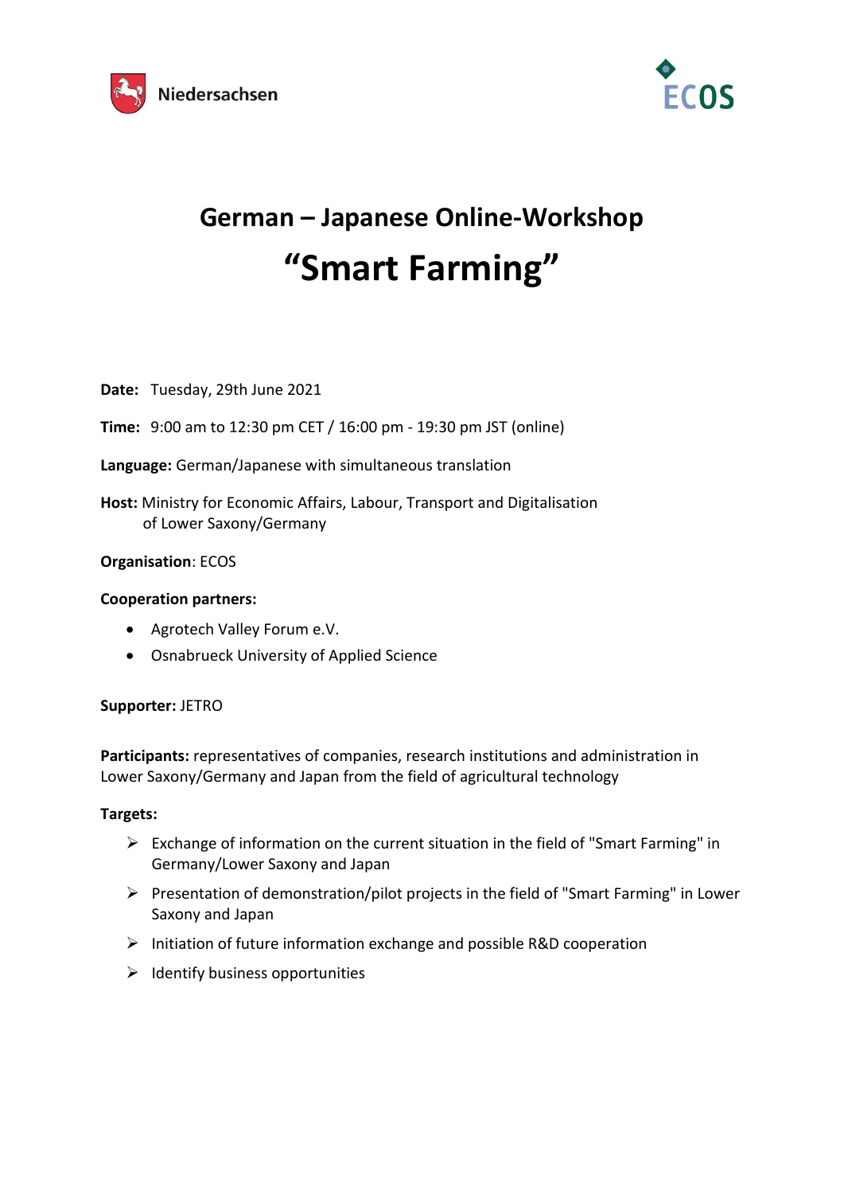Niedersachsen

ECOS

# German – Japanese Online-Workshop

# “Smart Farming”

**Date:** Tuesday, 29th June 2021

**Time:** 9:00 am to 12:30 pm CET / 16:00 pm - 19:30 pm JST (online)

**Language:** German/Japanese with simultaneous translation

**Host:** Ministry for Economic Affairs, Labour, Transport and Digitalisation of Lower Saxony/Germany

**Organisation**: ECOS

**Cooperation partners:**

- Agrotech Valley Forum e.V.
- Osnabrueck University of Applied Science

**Supporter:** JETRO

**Participants:** representatives of companies, research institutions and administration in Lower Saxony/Germany and Japan from the field of agricultural technology

**Targets:**

- Exchange of information on the current situation in the field of "Smart Farming" in Germany/Lower Saxony and Japan
- Presentation of demonstration/pilot projects in the field of "Smart Farming" in Lower Saxony and Japan
- Initiation of future information exchange and possible R&D cooperation
- Identify business opportunities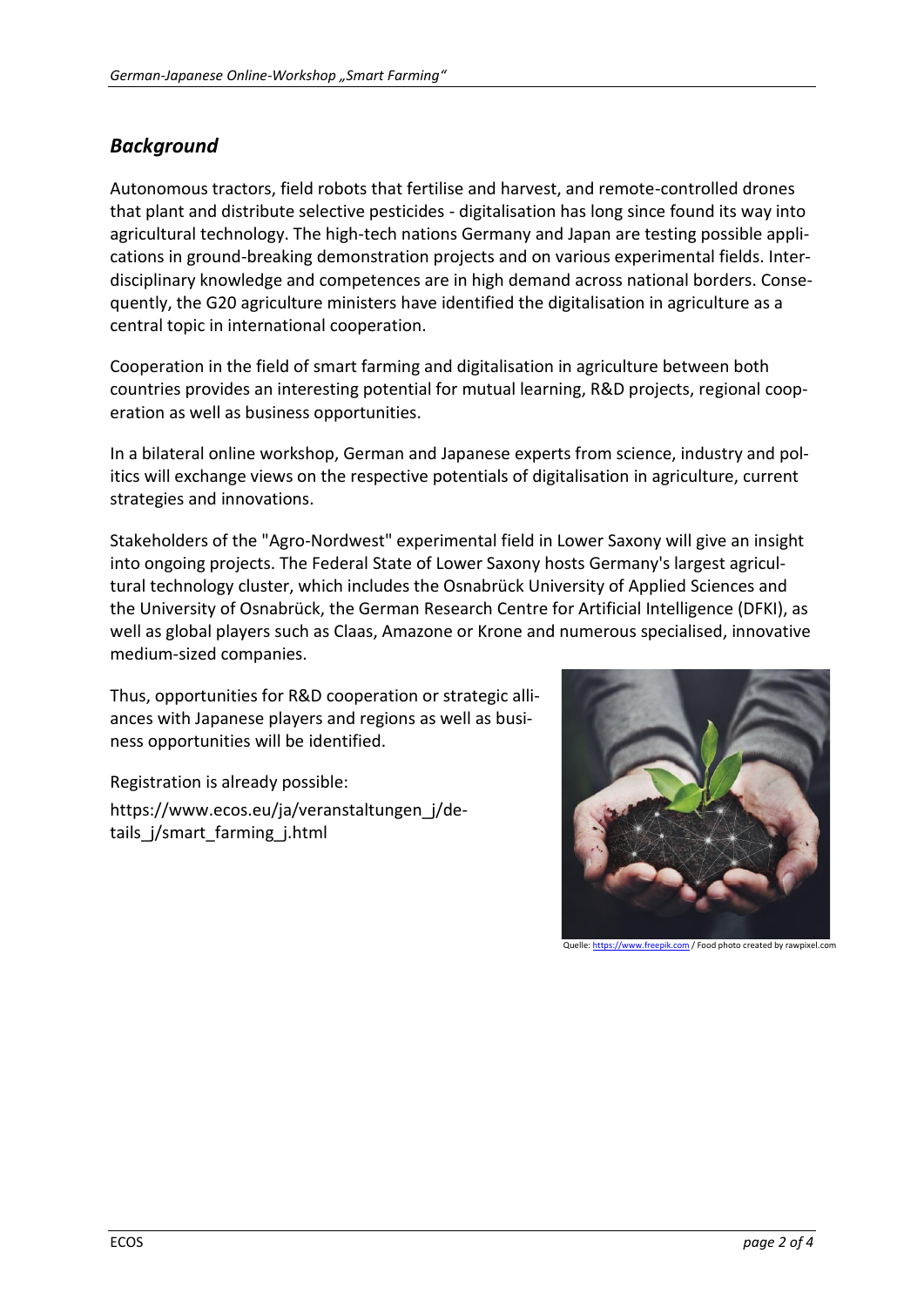## *Background*

Autonomous tractors, field robots that fertilise and harvest, and remote-controlled drones that plant and distribute selective pesticides - digitalisation has long since found its way into agricultural technology. The high-tech nations Germany and Japan are testing possible applications in ground-breaking demonstration projects and on various experimental fields. Interdisciplinary knowledge and competences are in high demand across national borders. Consequently, the G20 agriculture ministers have identified the digitalisation in agriculture as a central topic in international cooperation.

Cooperation in the field of smart farming and digitalisation in agriculture between both countries provides an interesting potential for mutual learning, R&D projects, regional cooperation as well as business opportunities.

In a bilateral online workshop, German and Japanese experts from science, industry and politics will exchange views on the respective potentials of digitalisation in agriculture, current strategies and innovations.

Stakeholders of the "Agro-Nordwest" experimental field in Lower Saxony will give an insight into ongoing projects. The Federal State of Lower Saxony hosts Germany's largest agricultural technology cluster, which includes the Osnabrück University of Applied Sciences and the University of Osnabrück, the German Research Centre for Artificial Intelligence (DFKI), as well as global players such as Claas, Amazone or Krone and numerous specialised, innovative medium-sized companies.

Thus, opportunities for R&D cooperation or strategic alliances with Japanese players and regions as well as business opportunities will be identified.

Registration is already possible:
https://www.ecos.eu/ja/veranstaltungen_j/details_j/smart_farming_j.html

Quelle: https://www.freepik.com / Food photo created by rawpixel.com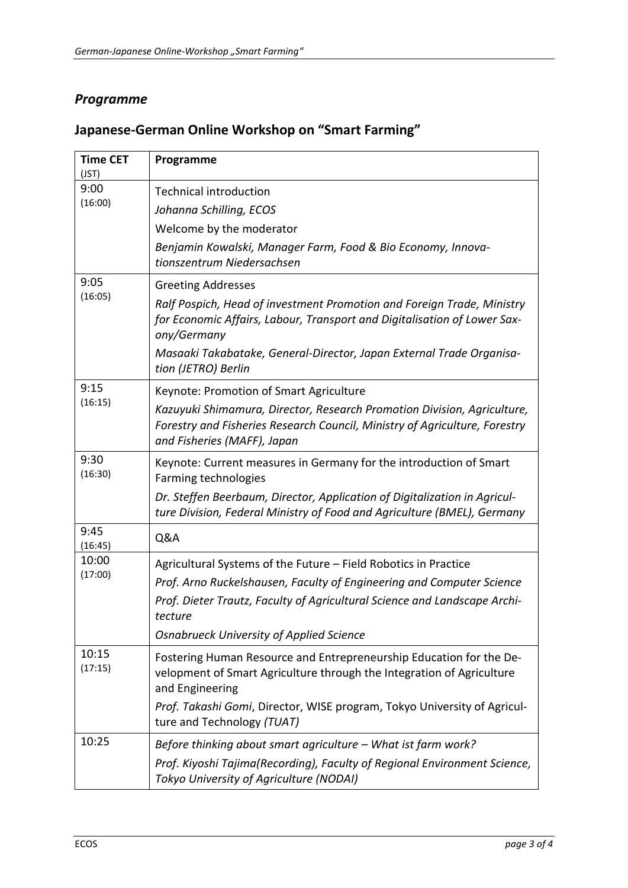## *Programme*

## Japanese-German Online Workshop on "Smart Farming"

| **Time CET** (JST) | **Programme** |
|---|---|
| 9:00 (16:00) | Technical introduction<br>*Johanna Schilling, ECOS*<br>Welcome by the moderator<br>*Benjamin Kowalski, Manager Farm, Food & Bio Economy, Innovationszentrum Niedersachsen* |
| 9:05 (16:05) | Greeting Addresses<br>*Ralf Pospich, Head of investment Promotion and Foreign Trade, Ministry for Economic Affairs, Labour, Transport and Digitalisation of Lower Saxony/Germany*<br>*Masaaki Takabatake, General-Director, Japan External Trade Organisation (JETRO) Berlin* |
| 9:15 (16:15) | Keynote: Promotion of Smart Agriculture<br>*Kazuyuki Shimamura, Director, Research Promotion Division, Agriculture, Forestry and Fisheries Research Council, Ministry of Agriculture, Forestry and Fisheries (MAFF), Japan* |
| 9:30 (16:30) | Keynote: Current measures in Germany for the introduction of Smart Farming technologies<br>*Dr. Steffen Beerbaum, Director, Application of Digitalization in Agriculture Division, Federal Ministry of Food and Agriculture (BMEL), Germany* |
| 9:45 (16:45) | Q&A |
| 10:00 (17:00) | Agricultural Systems of the Future – Field Robotics in Practice<br>*Prof. Arno Ruckelshausen, Faculty of Engineering and Computer Science*<br>*Prof. Dieter Trautz, Faculty of Agricultural Science and Landscape Architecture*<br>*Osnabrueck University of Applied Science* |
| 10:15 (17:15) | Fostering Human Resource and Entrepreneurship Education for the Development of Smart Agriculture through the Integration of Agriculture and Engineering<br>*Prof. Takashi Gomi*, Director, WISE program, Tokyo University of Agriculture and Technology *(TUAT)* |
| 10:25 | *Before thinking about smart agriculture – What ist farm work?*<br>*Prof. Kiyoshi Tajima(Recording), Faculty of Regional Environment Science, Tokyo University of Agriculture (NODAI)* |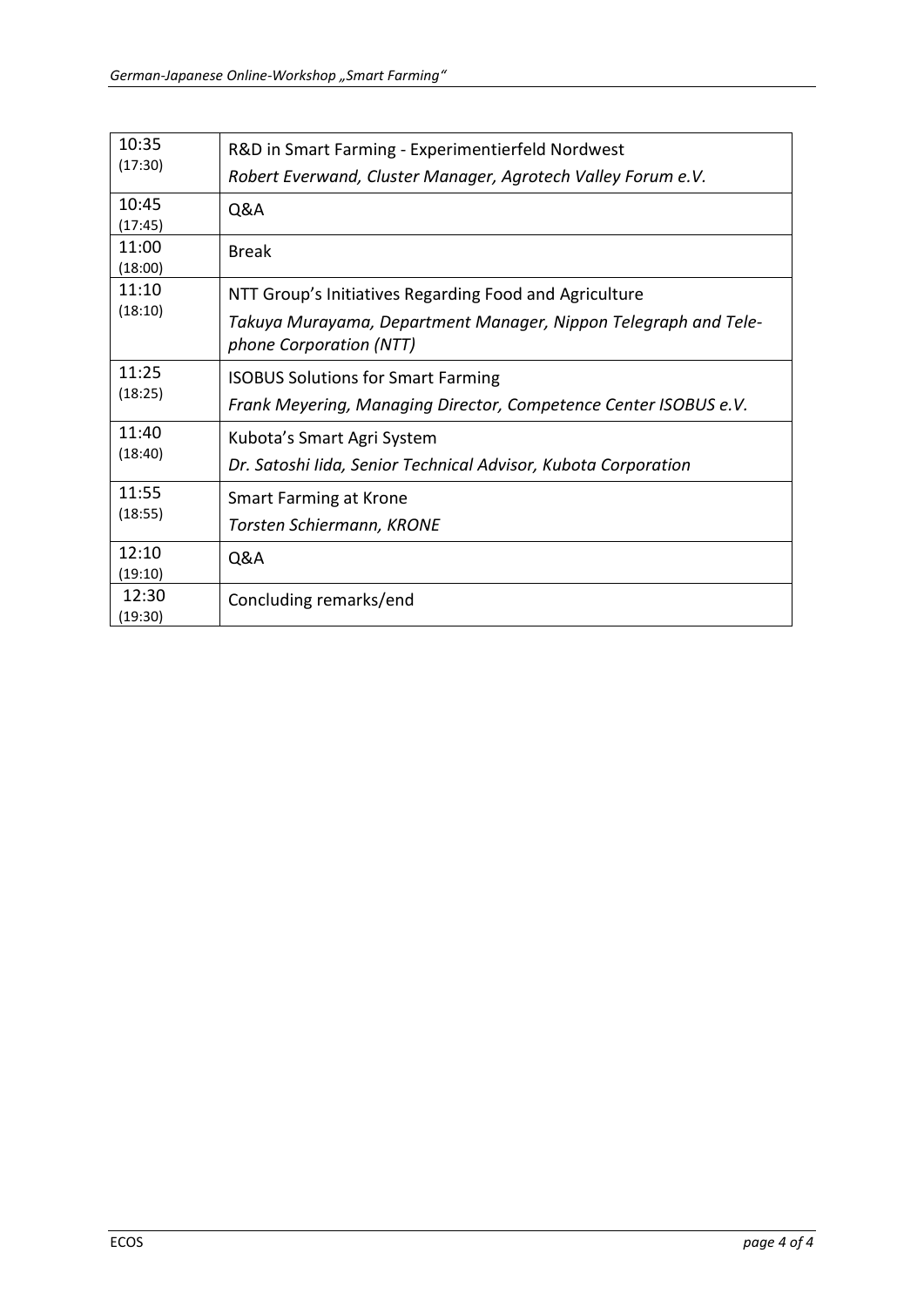| | |
|---|---|
| 10:35 (17:30) | R&D in Smart Farming - Experimentierfeld Nordwest<br>*Robert Everwand, Cluster Manager, Agrotech Valley Forum e.V.* |
| 10:45 (17:45) | Q&A |
| 11:00 (18:00) | Break |
| 11:10 (18:10) | NTT Group's Initiatives Regarding Food and Agriculture<br>*Takuya Murayama, Department Manager, Nippon Telegraph and Telephone Corporation (NTT)* |
| 11:25 (18:25) | ISOBUS Solutions for Smart Farming<br>*Frank Meyering, Managing Director, Competence Center ISOBUS e.V.* |
| 11:40 (18:40) | Kubota's Smart Agri System<br>*Dr. Satoshi Iida, Senior Technical Advisor, Kubota Corporation* |
| 11:55 (18:55) | Smart Farming at Krone<br>*Torsten Schiermann, KRONE* |
| 12:10 (19:10) | Q&A |
| 12:30 (19:30) | Concluding remarks/end |